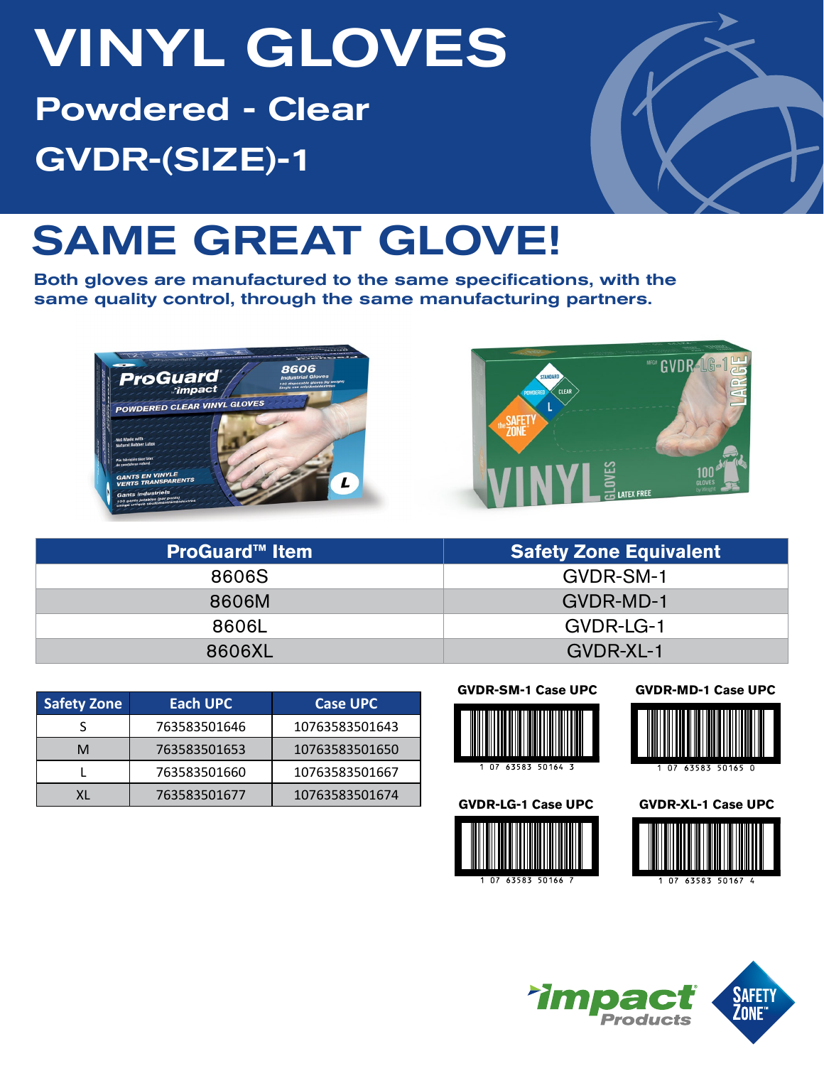# VINYL GLOVES

## Powdered - Clear

## GVDR-(SIZE)-1

# SAME GREAT GLOVE!

**Both gloves are manufactured to the same specifications, with the same quality control, through the same manufacturing partners.**

| ProGuard™ Item | Safety Zone Equivalent |
|---|---|
| 8606S | GVDR-SM-1 |
| 8606M | GVDR-MD-1 |
| 8606L | GVDR-LG-1 |
| 8606XL | GVDR-XL-1 |

| Safety Zone | Each UPC | Case UPC |
|---|---|---|
| S | 763583501646 | 10763583501643 |
| M | 763583501653 | 10763583501650 |
| L | 763583501660 | 10763583501667 |
| XL | 763583501677 | 10763583501674 |

**GVDR-SM-1 Case UPC**

1 07 63583 50164 3

**GVDR-MD-1 Case UPC**

1 07 63583 50165 0

**GVDR-LG-1 Case UPC**

1 07 63583 50166 7

**GVDR-XL-1 Case UPC**

1 07 63583 50167 4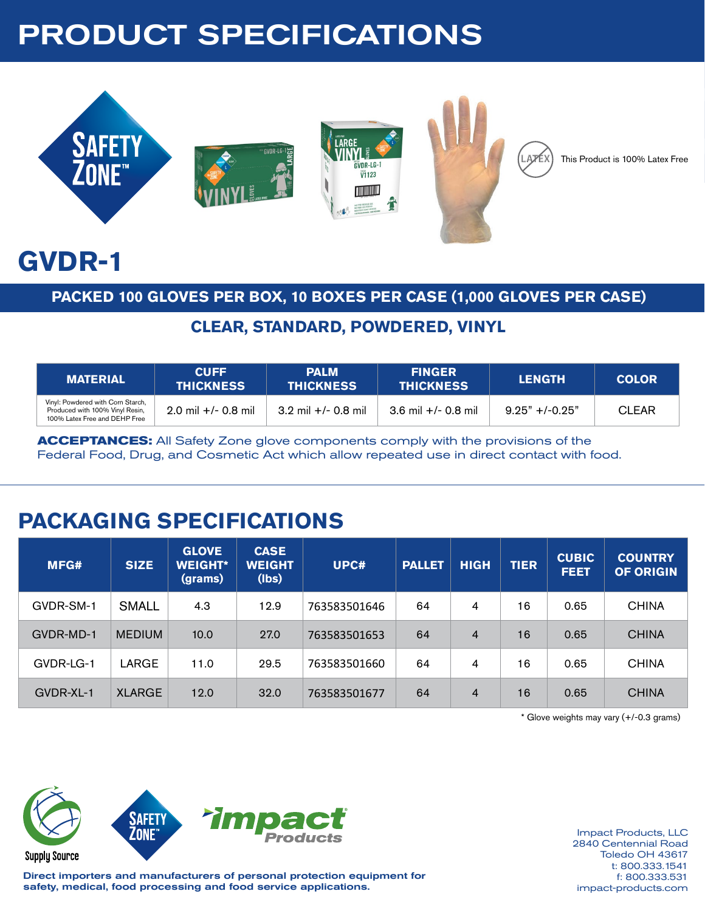# PRODUCT SPECIFICATIONS

This Product is 100% Latex Free

## GVDR-1

**PACKED 100 GLOVES PER BOX, 10 BOXES PER CASE (1,000 GLOVES PER CASE)**

**CLEAR, STANDARD, POWDERED, VINYL**

| MATERIAL | CUFF THICKNESS | PALM THICKNESS | FINGER THICKNESS | LENGTH | COLOR |
|---|---|---|---|---|---|
| Vinyl: Powdered with Corn Starch, Produced with 100% Vinyl Resin, 100% Latex Free and DEHP Free | 2.0 mil +/- 0.8 mil | 3.2 mil +/- 0.8 mil | 3.6 mil +/- 0.8 mil | 9.25" +/-0.25" | CLEAR |

**ACCEPTANCES:** All Safety Zone glove components comply with the provisions of the Federal Food, Drug, and Cosmetic Act which allow repeated use in direct contact with food.

## PACKAGING SPECIFICATIONS

| MFG# | SIZE | GLOVE WEIGHT* (grams) | CASE WEIGHT (lbs) | UPC# | PALLET | HIGH | TIER | CUBIC FEET | COUNTRY OF ORIGIN |
|---|---|---|---|---|---|---|---|---|---|
| GVDR-SM-1 | SMALL | 4.3 | 12.9 | 763583501646 | 64 | 4 | 16 | 0.65 | CHINA |
| GVDR-MD-1 | MEDIUM | 10.0 | 27.0 | 763583501653 | 64 | 4 | 16 | 0.65 | CHINA |
| GVDR-LG-1 | LARGE | 11.0 | 29.5 | 763583501660 | 64 | 4 | 16 | 0.65 | CHINA |
| GVDR-XL-1 | XLARGE | 12.0 | 32.0 | 763583501677 | 64 | 4 | 16 | 0.65 | CHINA |

* Glove weights may vary (+/-0.3 grams)

Supply Source

**Direct importers and manufacturers of personal protection equipment for safety, medical, food processing and food service applications.**

Impact Products, LLC
2840 Centennial Road
Toledo OH 43617
t: 800.333.1541
f: 800.333.531
impact-products.com